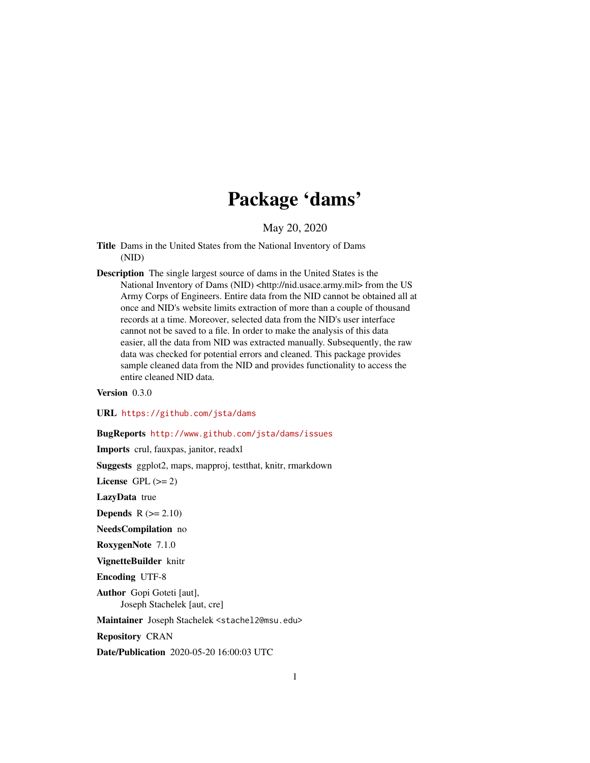# Package 'dams'

May 20, 2020

**Title** Dams in the United States from the National Inventory of Dams (NID)

**Description** The single largest source of dams in the United States is the National Inventory of Dams (NID) <http://nid.usace.army.mil> from the US Army Corps of Engineers. Entire data from the NID cannot be obtained all at once and NID's website limits extraction of more than a couple of thousand records at a time. Moreover, selected data from the NID's user interface cannot not be saved to a file. In order to make the analysis of this data easier, all the data from NID was extracted manually. Subsequently, the raw data was checked for potential errors and cleaned. This package provides sample cleaned data from the NID and provides functionality to access the entire cleaned NID data.

**Version** 0.3.0

**URL** https://github.com/jsta/dams

**BugReports** http://www.github.com/jsta/dams/issues

**Imports** crul, fauxpas, janitor, readxl

**Suggests** ggplot2, maps, mapproj, testthat, knitr, rmarkdown

**License** GPL (>= 2)

**LazyData** true

**Depends** R (>= 2.10)

**NeedsCompilation** no

**RoxygenNote** 7.1.0

**VignetteBuilder** knitr

**Encoding** UTF-8

**Author** Gopi Goteti [aut],
Joseph Stachelek [aut, cre]

**Maintainer** Joseph Stachelek <stachel2@msu.edu>

**Repository** CRAN

**Date/Publication** 2020-05-20 16:00:03 UTC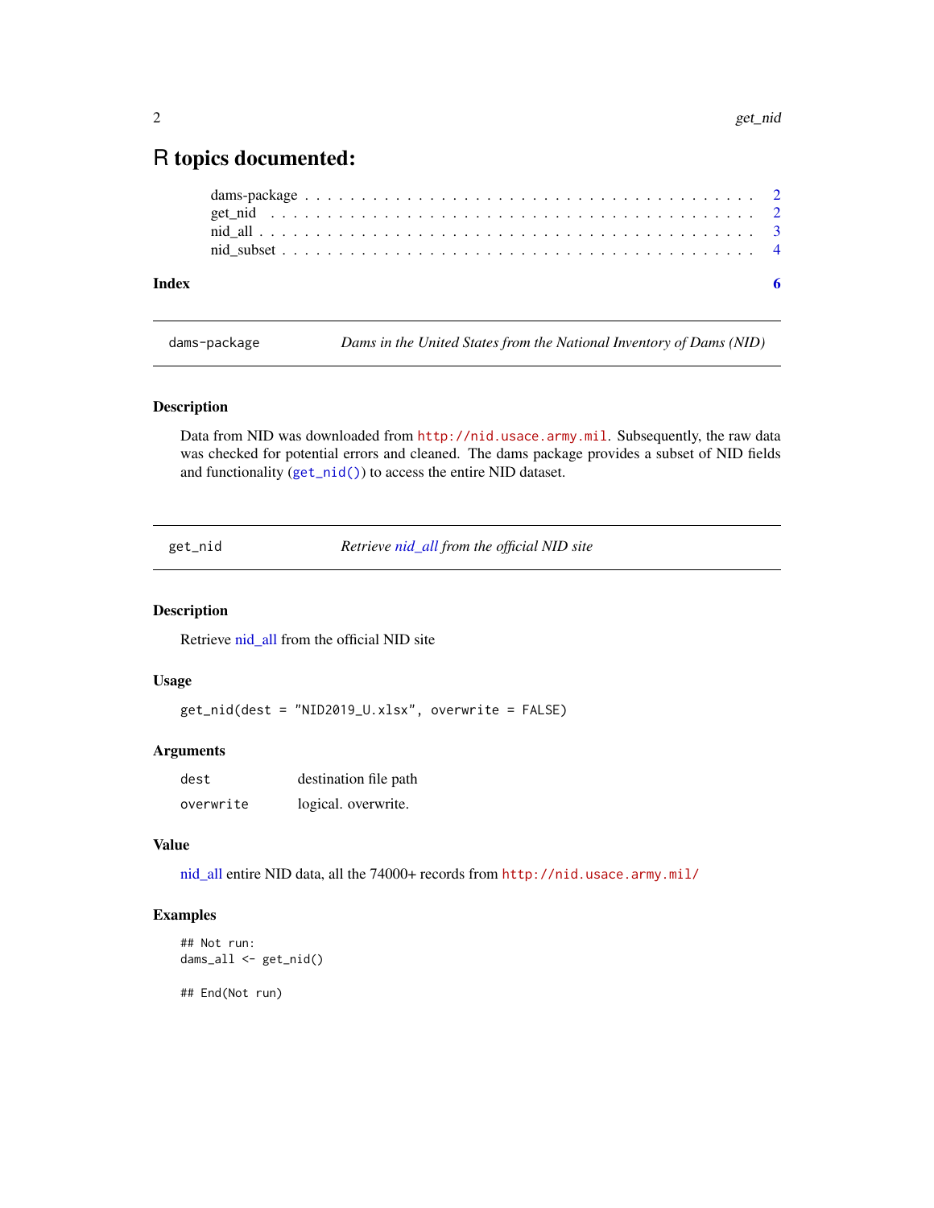# R topics documented:

dams-package . . . . . . . . . . . . . . . . . . . . . . . . . . . . . . . . . . . . . . . 2
get_nid . . . . . . . . . . . . . . . . . . . . . . . . . . . . . . . . . . . . . . . . . . 2
nid_all . . . . . . . . . . . . . . . . . . . . . . . . . . . . . . . . . . . . . . . . . . 3
nid_subset . . . . . . . . . . . . . . . . . . . . . . . . . . . . . . . . . . . . . . . . 4

**Index** **6**

---

`dams-package` *Dams in the United States from the National Inventory of Dams (NID)*

---

### Description

Data from NID was downloaded from `http://nid.usace.army.mil`. Subsequently, the raw data was checked for potential errors and cleaned. The dams package provides a subset of NID fields and functionality (`get_nid()`) to access the entire NID dataset.

---

`get_nid` *Retrieve nid_all from the official NID site*

---

### Description

Retrieve nid_all from the official NID site

### Usage

```
get_nid(dest = "NID2019_U.xlsx", overwrite = FALSE)
```

### Arguments

| | |
|---|---|
| `dest` | destination file path |
| `overwrite` | logical. overwrite. |

### Value

nid_all entire NID data, all the 74000+ records from `http://nid.usace.army.mil/`

### Examples

```
## Not run:
dams_all <- get_nid()

## End(Not run)
```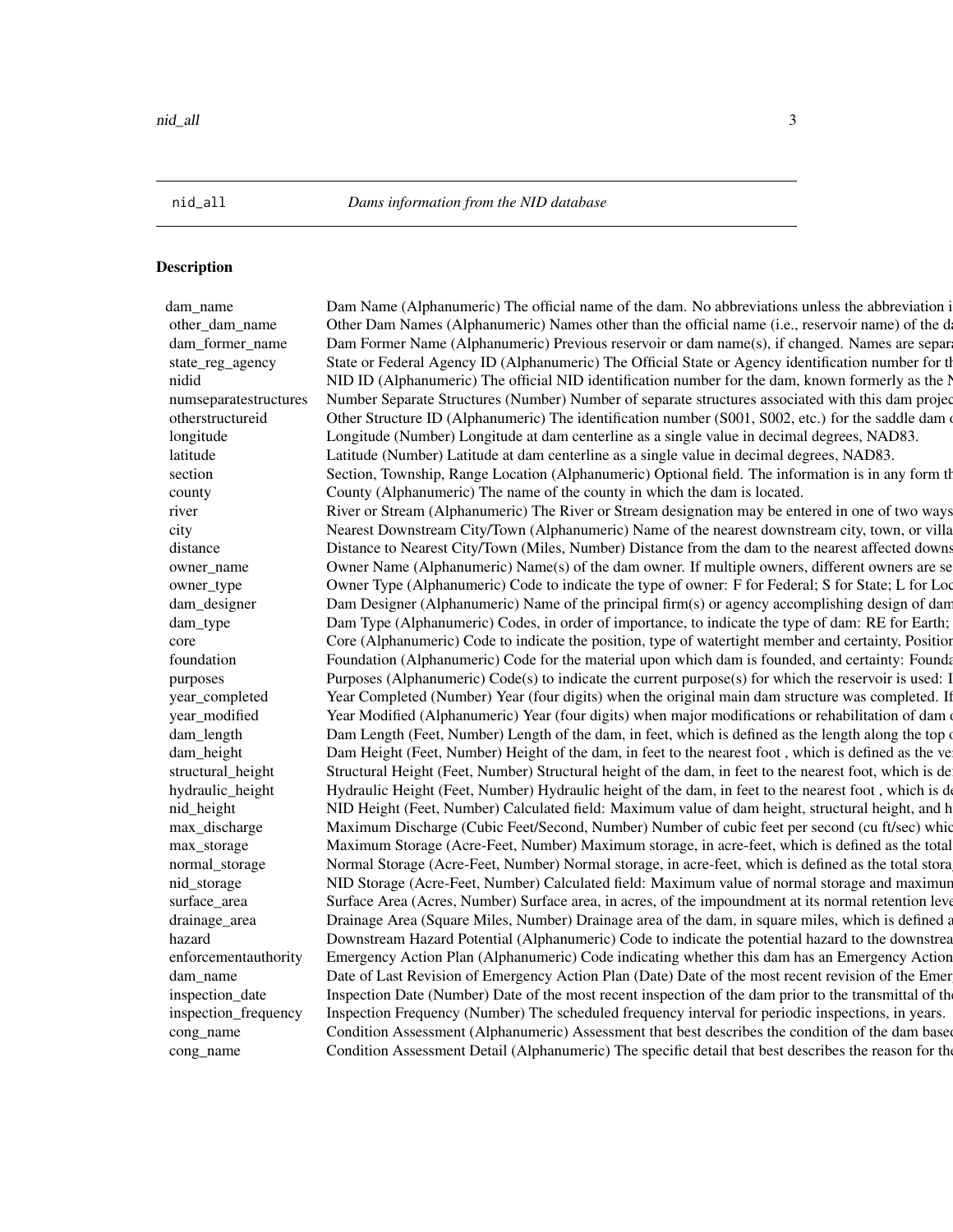nid_all *Dams information from the NID database*

## Description

| | |
|---|---|
| dam_name | Dam Name (Alphanumeric) The official name of the dam. No abbreviations unless the abbreviation i |
| other_dam_name | Other Dam Names (Alphanumeric) Names other than the official name (i.e., reservoir name) of the d |
| dam_former_name | Dam Former Name (Alphanumeric) Previous reservoir or dam name(s), if changed. Names are separa |
| state_reg_agency | State or Federal Agency ID (Alphanumeric) The Official State or Agency identification number for th |
| nidid | NID ID (Alphanumeric) The official NID identification number for the dam, known formerly as the N |
| numseparatestructures | Number Separate Structures (Number) Number of separate structures associated with this dam projec |
| otherstructureid | Other Structure ID (Alphanumeric) The identification number (S001, S002, etc.) for the saddle dam o |
| longitude | Longitude (Number) Longitude at dam centerline as a single value in decimal degrees, NAD83. |
| latitude | Latitude (Number) Latitude at dam centerline as a single value in decimal degrees, NAD83. |
| section | Section, Township, Range Location (Alphanumeric) Optional field. The information is in any form th |
| county | County (Alphanumeric) The name of the county in which the dam is located. |
| river | River or Stream (Alphanumeric) The River or Stream designation may be entered in one of two ways |
| city | Nearest Downstream City/Town (Alphanumeric) Name of the nearest downstream city, town, or villa |
| distance | Distance to Nearest City/Town (Miles, Number) Distance from the dam to the nearest affected downs |
| owner_name | Owner Name (Alphanumeric) Name(s) of the dam owner. If multiple owners, different owners are se |
| owner_type | Owner Type (Alphanumeric) Code to indicate the type of owner: F for Federal; S for State; L for Loc |
| dam_designer | Dam Designer (Alphanumeric) Name of the principal firm(s) or agency accomplishing design of dam |
| dam_type | Dam Type (Alphanumeric) Codes, in order of importance, to indicate the type of dam: RE for Earth; |
| core | Core (Alphanumeric) Code to indicate the position, type of watertight member and certainty, Position |
| foundation | Foundation (Alphanumeric) Code for the material upon which dam is founded, and certainty: Founda |
| purposes | Purposes (Alphanumeric) Code(s) to indicate the current purpose(s) for which the reservoir is used: I |
| year_completed | Year Completed (Number) Year (four digits) when the original main dam structure was completed. If |
| year_modified | Year Modified (Alphanumeric) Year (four digits) when major modifications or rehabilitation of dam o |
| dam_length | Dam Length (Feet, Number) Length of the dam, in feet, which is defined as the length along the top o |
| dam_height | Dam Height (Feet, Number) Height of the dam, in feet to the nearest foot , which is defined as the ve |
| structural_height | Structural Height (Feet, Number) Structural height of the dam, in feet to the nearest foot, which is de |
| hydraulic_height | Hydraulic Height (Feet, Number) Hydraulic height of the dam, in feet to the nearest foot , which is de |
| nid_height | NID Height (Feet, Number) Calculated field: Maximum value of dam height, structural height, and h |
| max_discharge | Maximum Discharge (Cubic Feet/Second, Number) Number of cubic feet per second (cu ft/sec) whic |
| max_storage | Maximum Storage (Acre-Feet, Number) Maximum storage, in acre-feet, which is defined as the total |
| normal_storage | Normal Storage (Acre-Feet, Number) Normal storage, in acre-feet, which is defined as the total stora |
| nid_storage | NID Storage (Acre-Feet, Number) Calculated field: Maximum value of normal storage and maximum |
| surface_area | Surface Area (Acres, Number) Surface area, in acres, of the impoundment at its normal retention leve |
| drainage_area | Drainage Area (Square Miles, Number) Drainage area of the dam, in square miles, which is defined a |
| hazard | Downstream Hazard Potential (Alphanumeric) Code to indicate the potential hazard to the downstrea |
| enforcementauthority | Emergency Action Plan (Alphanumeric) Code indicating whether this dam has an Emergency Action |
| dam_name | Date of Last Revision of Emergency Action Plan (Date) Date of the most recent revision of the Emer |
| inspection_date | Inspection Date (Number) Date of the most recent inspection of the dam prior to the transmittal of th |
| inspection_frequency | Inspection Frequency (Number) The scheduled frequency interval for periodic inspections, in years. |
| cong_name | Condition Assessment (Alphanumeric) Assessment that best describes the condition of the dam based |
| cong_name | Condition Assessment Detail (Alphanumeric) The specific detail that best describes the reason for the |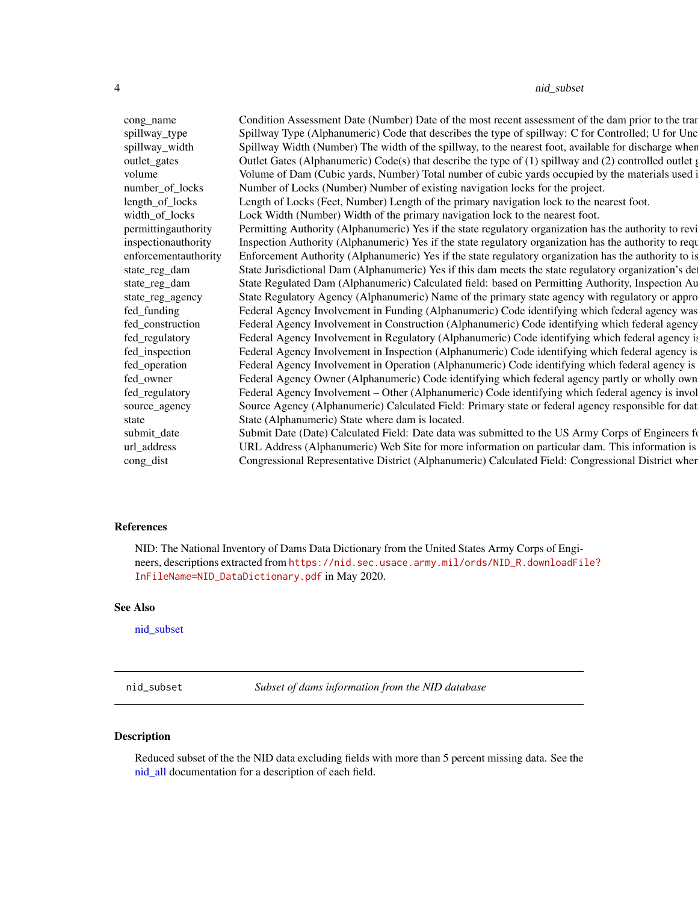| | |
|---|---|
| cong_name | Condition Assessment Date (Number) Date of the most recent assessment of the dam prior to the tran |
| spillway_type | Spillway Type (Alphanumeric) Code that describes the type of spillway: C for Controlled; U for Unc |
| spillway_width | Spillway Width (Number) The width of the spillway, to the nearest foot, available for discharge when |
| outlet_gates | Outlet Gates (Alphanumeric) Code(s) that describe the type of (1) spillway and (2) controlled outlet g |
| volume | Volume of Dam (Cubic yards, Number) Total number of cubic yards occupied by the materials used i |
| number_of_locks | Number of Locks (Number) Number of existing navigation locks for the project. |
| length_of_locks | Length of Locks (Feet, Number) Length of the primary navigation lock to the nearest foot. |
| width_of_locks | Lock Width (Number) Width of the primary navigation lock to the nearest foot. |
| permittingauthority | Permitting Authority (Alphanumeric) Yes if the state regulatory organization has the authority to revi |
| inspectionauthority | Inspection Authority (Alphanumeric) Yes if the state regulatory organization has the authority to requ |
| enforcementauthority | Enforcement Authority (Alphanumeric) Yes if the state regulatory organization has the authority to is |
| state_reg_dam | State Jurisdictional Dam (Alphanumeric) Yes if this dam meets the state regulatory organization's def |
| state_reg_dam | State Regulated Dam (Alphanumeric) Calculated field: based on Permitting Authority, Inspection Au |
| state_reg_agency | State Regulatory Agency (Alphanumeric) Name of the primary state agency with regulatory or appro |
| fed_funding | Federal Agency Involvement in Funding (Alphanumeric) Code identifying which federal agency was |
| fed_construction | Federal Agency Involvement in Construction (Alphanumeric) Code identifying which federal agency |
| fed_regulatory | Federal Agency Involvement in Regulatory (Alphanumeric) Code identifying which federal agency is |
| fed_inspection | Federal Agency Involvement in Inspection (Alphanumeric) Code identifying which federal agency is |
| fed_operation | Federal Agency Involvement in Operation (Alphanumeric) Code identifying which federal agency is |
| fed_owner | Federal Agency Owner (Alphanumeric) Code identifying which federal agency partly or wholly own |
| fed_regulatory | Federal Agency Involvement – Other (Alphanumeric) Code identifying which federal agency is invol |
| source_agency | Source Agency (Alphanumeric) Calculated Field: Primary state or federal agency responsible for dat |
| state | State (Alphanumeric) State where dam is located. |
| submit_date | Submit Date (Date) Calculated Field: Date data was submitted to the US Army Corps of Engineers fo |
| url_address | URL Address (Alphanumeric) Web Site for more information on particular dam. This information is |
| cong_dist | Congressional Representative District (Alphanumeric) Calculated Field: Congressional District wher |

### References

NID: The National Inventory of Dams Data Dictionary from the United States Army Corps of Engineers, descriptions extracted from https://nid.sec.usace.army.mil/ords/NID_R.downloadFile?InFileName=NID_DataDictionary.pdf in May 2020.

### See Also

nid_subset

---

## nid_subset *Subset of dams information from the NID database*

### Description

Reduced subset of the the NID data excluding fields with more than 5 percent missing data. See the nid_all documentation for a description of each field.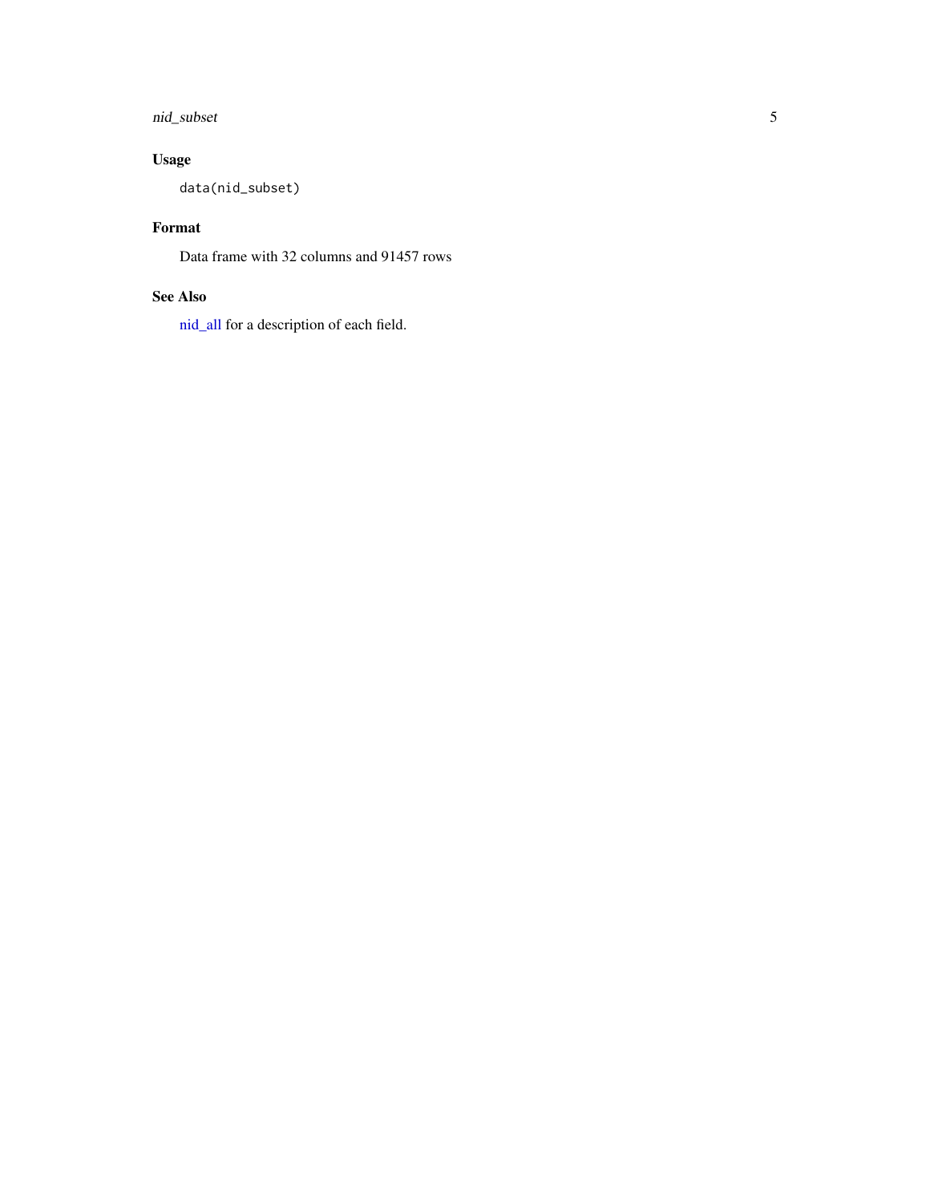## Usage

```
data(nid_subset)
```

## Format

Data frame with 32 columns and 91457 rows

## See Also

nid_all for a description of each field.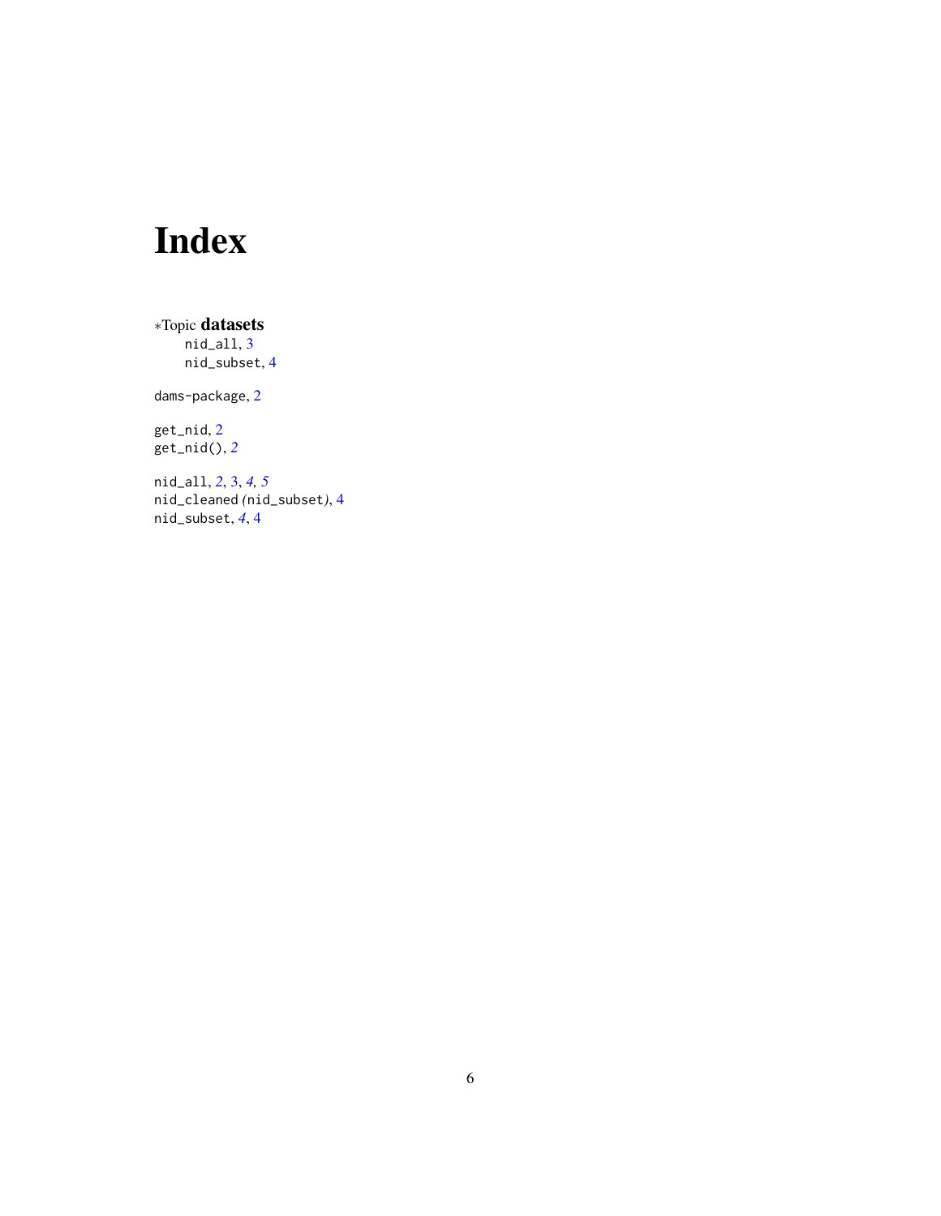# Index

∗Topic **datasets**
    nid_all, 3
    nid_subset, 4

dams-package, 2

get_nid, 2
get_nid(), *2*

nid_all, *2*, 3, *4, 5*
nid_cleaned *(*nid_subset*)*, 4
nid_subset, *4*, 4